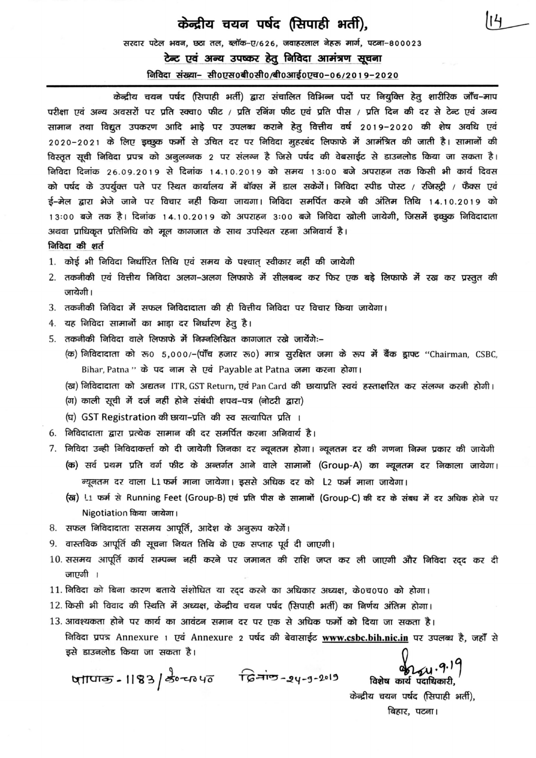# केन्द्रीय चयन पर्षद (सिपाही भर्ती),

सरदार पटेल भवन, छठा तल, ब्लॉक-ए/626, जवाहरलाल नेहरू मार्ग, पटना-800023

## टेन्ट एवं अन्य उपष्कर हेतु निविदा आमंत्रण सूचना

**निविदा संख्या- सी0एस0बी0सी0/बी0आई0एच0-06/2019-2020**

केन्द्रीय चयन पर्षद (सिपाही भर्ती) द्वारा संचालित विभिन्न पदों पर नियुक्ति हेतु शारीरिक जाँच-माप परीक्षा एवं अन्य अवसरों पर प्रति स्क्वा0 फीट / प्रति रनिंग फीट एवं प्रति पीस / प्रति दिन की दर से टेन्ट एवं अन्य सामान तथा विद्युत उपकरण आदि भाड़े पर उपलब्ध कराने हेतु वित्तीय वर्ष 2019-2020 की शेष अवधि एवं 2020-2021 के लिए इच्छुक फर्मो से उचित दर पर निविदा मुहरबंद लिफाफे में आमंत्रित की जाती है। सामानों की विस्तृत सूची निविदा प्रपत्र को अनुलग्नक 2 पर संलग्न है जिसे पर्षद की वेबसाईट से डाउनलोड किया जा सकता है। निविदा दिनांक 26.09.2019 से दिनांक 14.10.2019 को समय 13:00 बजे अपराहन तक किसी भी कार्य दिवस को पर्षद के उपर्युक्त पते पर स्थित कार्यालय में बॉक्स में डाल सकेगें। निविदा स्पीड पोस्ट / रजिस्ट्री / फैक्स एवं ई-मेल द्वारा भेजे जाने पर विचार नहीं किया जायगा। निविदा समर्पित करने की अंतिम तिथि 14.10.2019 को 13:00 बजे तक है। दिनांक 14.10.2019 को अपराहन 3:00 बजे निविदा खोली जायेगी, जिसमें इच्छुक निविदादाता अथवा प्राधिकृत प्रतिनिधि को मूल कागजात के साथ उपस्थित रहना अनिवार्य है।

**निविदा की शर्त**

1. कोई भी निविदा निर्धारित तिथि एवं समय के पश्चात् स्वीकार नहीं की जायेगी
2. तकनीकी एवं वित्तीय निविदा अलग-अलग लिफाफे में सीलबन्द कर फिर एक बड़े लिफाफे में रख कर प्रस्तुत की जायेगी।
3. तकनीकी निविदा में सफल निविदादाता की ही वित्तीय निविदा पर विचार किया जायेगा।
4. यह निविदा सामानों का भाड़ा दर निर्धारण हेतु है।
5. तकनीकी निविदा वाले लिफाफे में निम्नलिखित कागजात रखे जायेंगेः-
   - (क) निविदादाता को रू0 5,000/-(पाँच हजार रू0) मात्र सुरक्षित जमा के रूप में बैंक ड्राफ्ट "Chairman, CSBC, Bihar, Patna" के पद नाम से एवं Payable at Patna जमा करना होगा।
   - (ख) निविदादाता को अद्यतन ITR, GST Return, एवं Pan Card की छायाप्रति स्वयं हस्ताक्षरित कर संलग्न करनी होगी।
   - (ग) काली सूची में दर्ज नहीं होने संबंधी शपथ-पत्र (नोटरी द्वारा)
   - (घ) GST Registration की छाया-प्रति की स्व सत्यापित प्रति ।
6. निविदादाता द्वारा प्रत्येक सामान की दर समर्पित करना अनिवार्य है।
7. निविदा उन्ही निविदाकर्त्ता को दी जायेगी जिनका दर न्यूनतम होगा। न्यूनतम दर की गणना निम्न प्रकार की जायेगी
   - **(क)** सर्व प्रथम प्रति वर्ग फीट के अन्तर्गत आने वाले सामानों (Group-A) का न्यूनतम दर निकाला जायेगा। न्यूनतम दर वाला L1 फर्म माना जायेगा। इससे अधिक दर को L2 फर्म माना जायेगा।
   - **(ख)** L1 फर्म से Running Feet (Group-B) एवं प्रति पीस के सामानों (Group-C) की दर के संबध में दर अधिक होने पर Nigotiation किया जायेगा।
8. सफल निविदादाता ससमय आपूर्ति, आदेश के अनुरूप करेगें।
9. वास्तविक आपूर्ति की सूचना नियत तिथि के एक सप्ताह पूर्व दी जाएगी।
10. ससमय आपूर्ति कार्य सम्पन्न नहीं करने पर जमानत की राशि जप्त कर ली जाएगी और निविदा रद्द कर दी जाएगी ।
11. निविदा को बिना कारण बताये संशोधित या रद्द करने का अधिकार अध्यक्ष, के0च0प0 को होगा।
12. किसी भी विवाद की स्थिति में अध्यक्ष, केन्द्रीय चयन पर्षद (सिपाही भर्ती) का निर्णय अंतिम होगा।
13. आवश्यकता होने पर कार्य का आवंटन समान दर पर एक से अधिक फर्मो को दिया जा सकता है।

निविदा प्रपत्र Annexure 1 एवं Annexure 2 पर्षद की बेवासाईट **www.csbc.bih.nic.in** पर उपलब्ध है, जहाँ से इसे डाउनलोड किया जा सकता है।

ज्ञापांक - 1183/के0च0प0 दिनांक - 25-9-2019

ह0/- 25.9.19

विशेष कार्य पदाधिकारी,
केन्द्रीय चयन पर्षद (सिपाही भर्ती),
बिहार, पटना।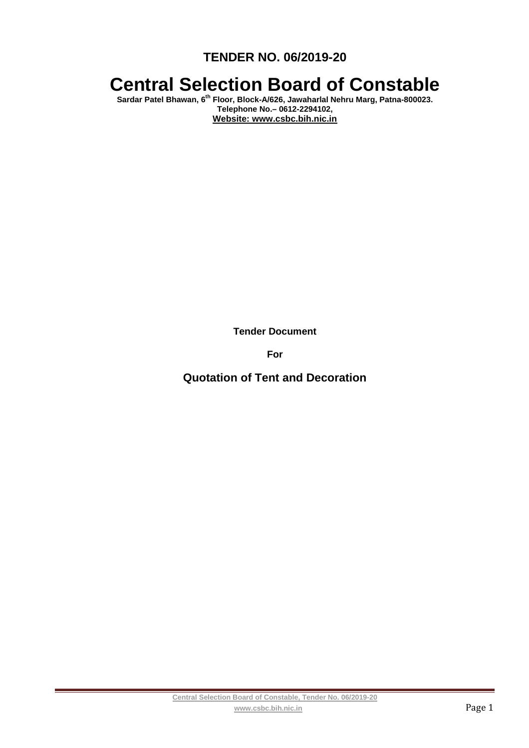**TENDER NO. 06/2019-20**

# Central Selection Board of Constable

**Sardar Patel Bhawan, 6th Floor, Block-A/626, Jawaharlal Nehru Marg, Patna-800023.**
**Telephone No.– 0612-2294102,**
**Website: www.csbc.bih.nic.in**

**Tender Document**

**For**

## Quotation of Tent and Decoration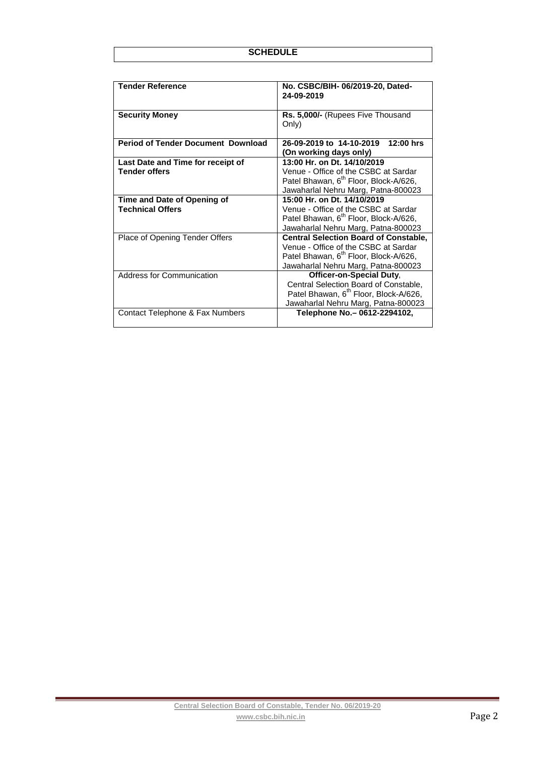# SCHEDULE

| | |
|---|---|
| **Tender Reference** | **No. CSBC/BIH- 06/2019-20, Dated- 24-09-2019** |
| **Security Money** | **Rs. 5,000/-** (Rupees Five Thousand Only) |
| **Period of Tender Document Download** | **26-09-2019 to 14-10-2019 12:00 hrs (On working days only)** |
| **Last Date and Time for receipt of Tender offers** | **13:00 Hr. on Dt. 14/10/2019** Venue - Office of the CSBC at Sardar Patel Bhawan, 6th Floor, Block-A/626, Jawaharlal Nehru Marg, Patna-800023 |
| **Time and Date of Opening of Technical Offers** | **15:00 Hr. on Dt. 14/10/2019** Venue - Office of the CSBC at Sardar Patel Bhawan, 6th Floor, Block-A/626, Jawaharlal Nehru Marg, Patna-800023 |
| Place of Opening Tender Offers | **Central Selection Board of Constable,** Venue - Office of the CSBC at Sardar Patel Bhawan, 6th Floor, Block-A/626, Jawaharlal Nehru Marg, Patna-800023 |
| Address for Communication | **Officer-on-Special Duty**, Central Selection Board of Constable, Patel Bhawan, 6th Floor, Block-A/626, Jawaharlal Nehru Marg, Patna-800023 |
| Contact Telephone & Fax Numbers | **Telephone No.– 0612-2294102,** |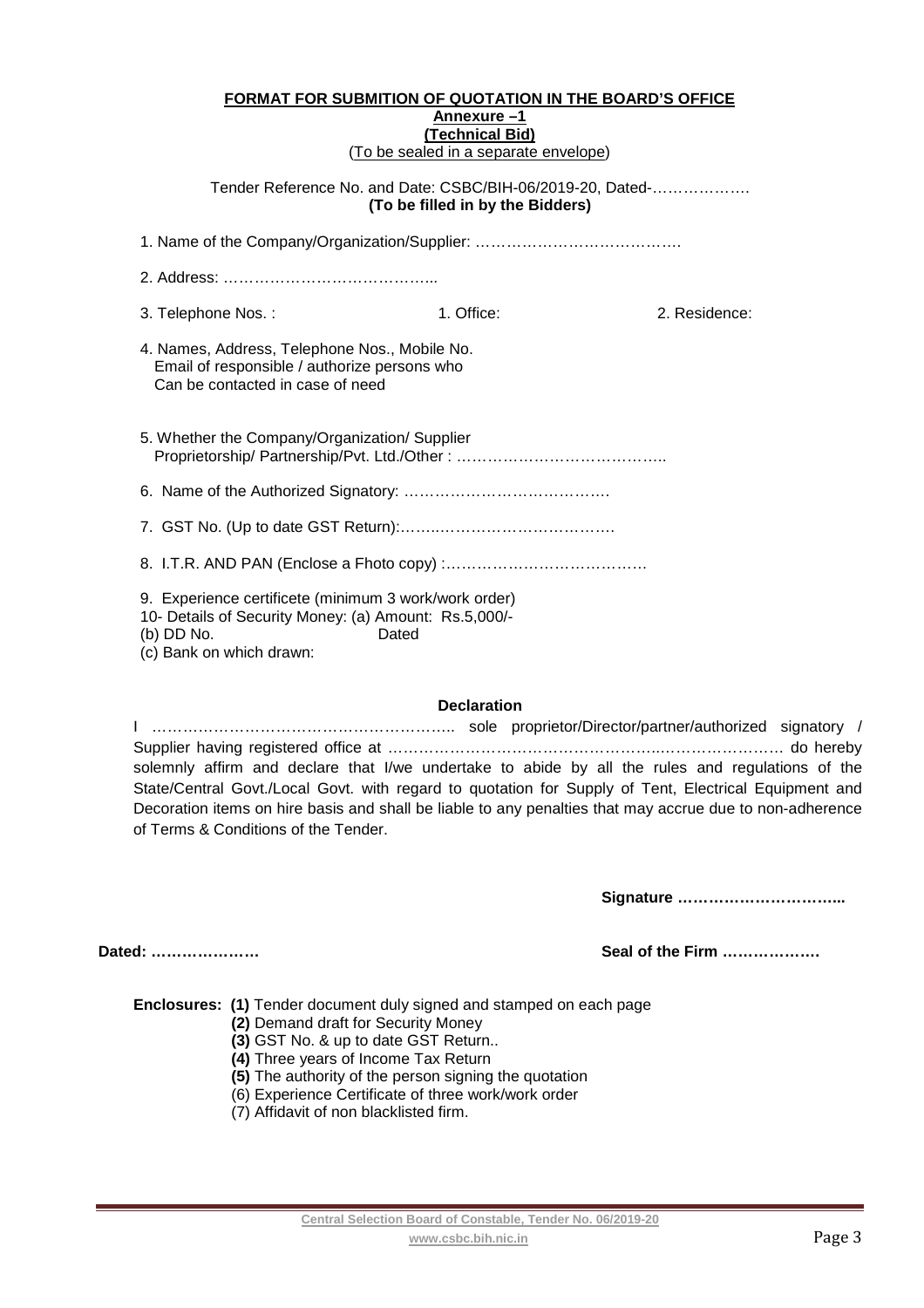**FORMAT FOR SUBMITION OF QUOTATION IN THE BOARD'S OFFICE**

**Annexure –1**

**(Technical Bid)**

(To be sealed in a separate envelope)

Tender Reference No. and Date: CSBC/BIH-06/2019-20, Dated-……………….

**(To be filled in by the Bidders)**

1. Name of the Company/Organization/Supplier: ………………………………….

2. Address: …………………………………..

3. Telephone Nos. : 1. Office: 2. Residence:

4. Names, Address, Telephone Nos., Mobile No. Email of responsible / authorize persons who Can be contacted in case of need

5. Whether the Company/Organization/ Supplier Proprietorship/ Partnership/Pvt. Ltd./Other : …………………………………..

6. Name of the Authorized Signatory: ………………………………….

7. GST No. (Up to date GST Return):……..……………………………….

8. I.T.R. AND PAN (Enclose a Photo copy) :…………………………………

9. Experience certificete (minimum 3 work/work order)

10- Details of Security Money: (a) Amount: Rs.5,000/-
(b) DD No. Dated
(c) Bank on which drawn:

**Declaration**

I ………………………………………………….. sole proprietor/Director/partner/authorized signatory / Supplier having registered office at …………………………………………….……………………. do hereby solemnly affirm and declare that I/we undertake to abide by all the rules and regulations of the State/Central Govt./Local Govt. with regard to quotation for Supply of Tent, Electrical Equipment and Decoration items on hire basis and shall be liable to any penalties that may accrue due to non-adherence of Terms & Conditions of the Tender.

**Signature …………………………...**

**Dated: …………………** **Seal of the Firm ………………**

**Enclosures:** **(1)** Tender document duly signed and stamped on each page
**(2)** Demand draft for Security Money
**(3)** GST No. & up to date GST Return..
**(4)** Three years of Income Tax Return
**(5)** The authority of the person signing the quotation
(6) Experience Certificate of three work/work order
(7) Affidavit of non blacklisted firm.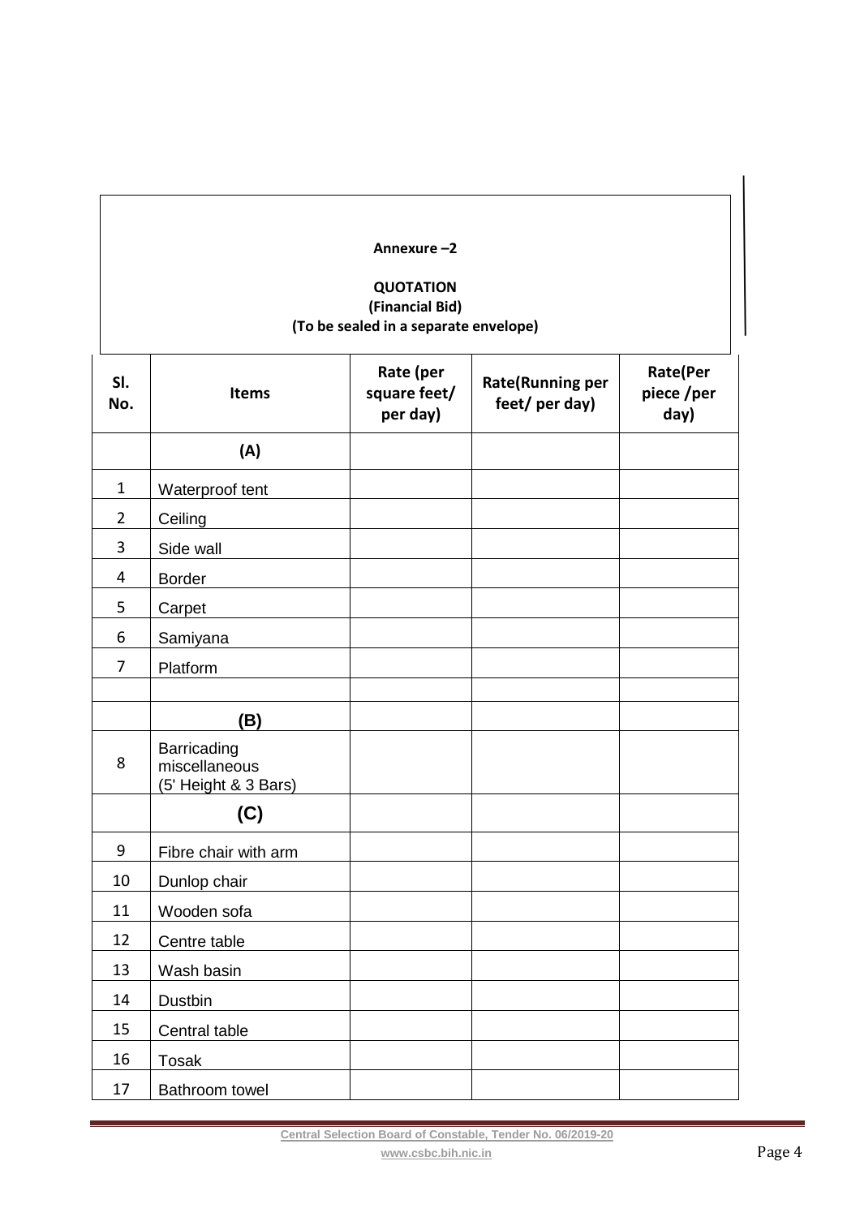**Annexure –2**

**QUOTATION**
**(Financial Bid)**
**(To be sealed in a separate envelope)**

| Sl. No. | Items | Rate (per square feet/ per day) | Rate(Running per feet/ per day) | Rate(Per piece /per day) |
|---|---|---|---|---|
| | **(A)** | | | |
| 1 | Waterproof tent | | | |
| 2 | Ceiling | | | |
| 3 | Side wall | | | |
| 4 | Border | | | |
| 5 | Carpet | | | |
| 6 | Samiyana | | | |
| 7 | Platform | | | |
| | | | | |
| | **(B)** | | | |
| 8 | Barricading miscellaneous (5' Height & 3 Bars) | | | |
| | **(C)** | | | |
| 9 | Fibre chair with arm | | | |
| 10 | Dunlop chair | | | |
| 11 | Wooden sofa | | | |
| 12 | Centre table | | | |
| 13 | Wash basin | | | |
| 14 | Dustbin | | | |
| 15 | Central table | | | |
| 16 | Tosak | | | |
| 17 | Bathroom towel | | | |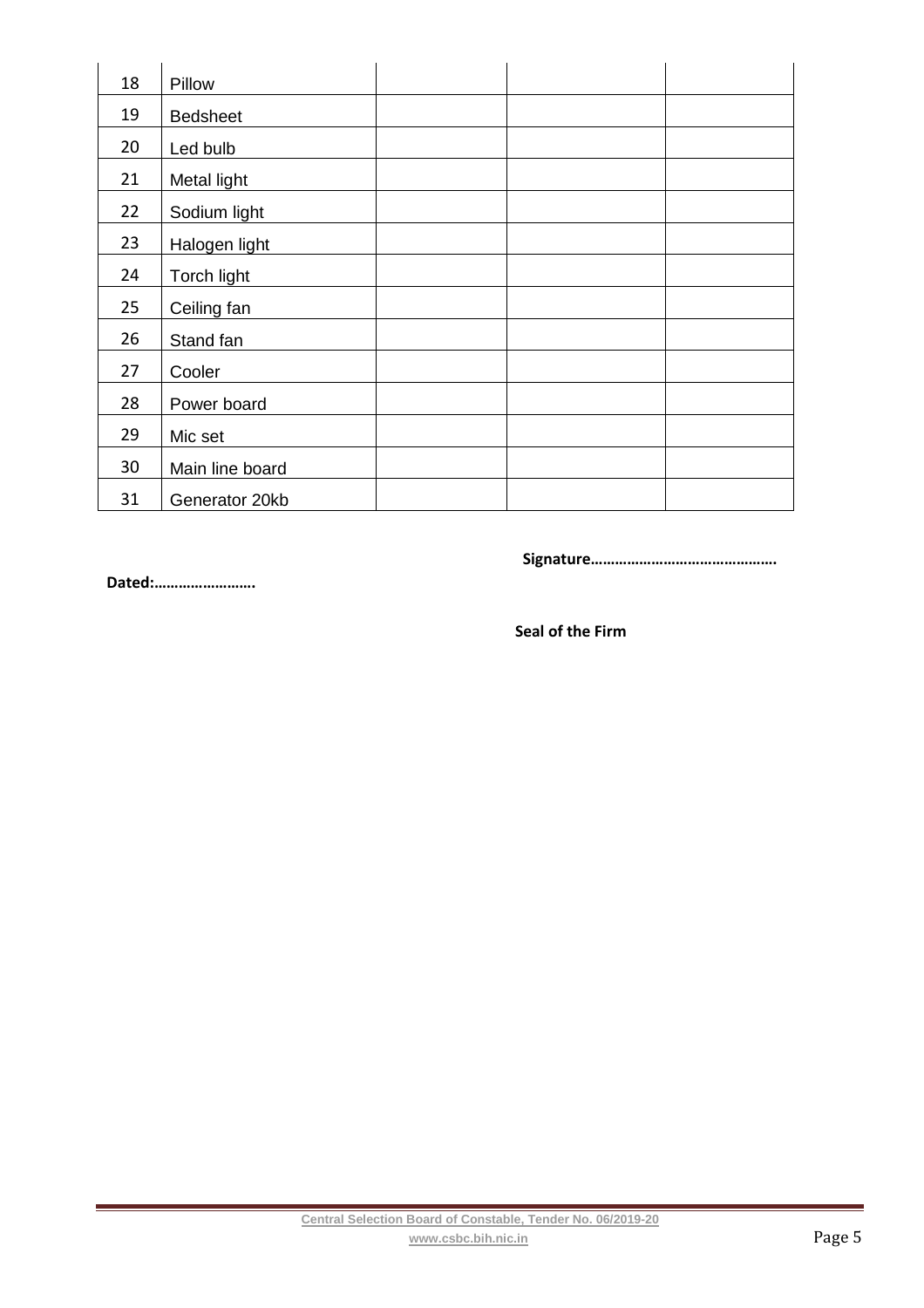| | | | | |
|---|---|---|---|---|
| 18 | Pillow | | | |
| 19 | Bedsheet | | | |
| 20 | Led bulb | | | |
| 21 | Metal light | | | |
| 22 | Sodium light | | | |
| 23 | Halogen light | | | |
| 24 | Torch light | | | |
| 25 | Ceiling fan | | | |
| 26 | Stand fan | | | |
| 27 | Cooler | | | |
| 28 | Power board | | | |
| 29 | Mic set | | | |
| 30 | Main line board | | | |
| 31 | Generator 20kb | | | |

**Signature……………………………………….**

**Dated:…………………….**

**Seal of the Firm**